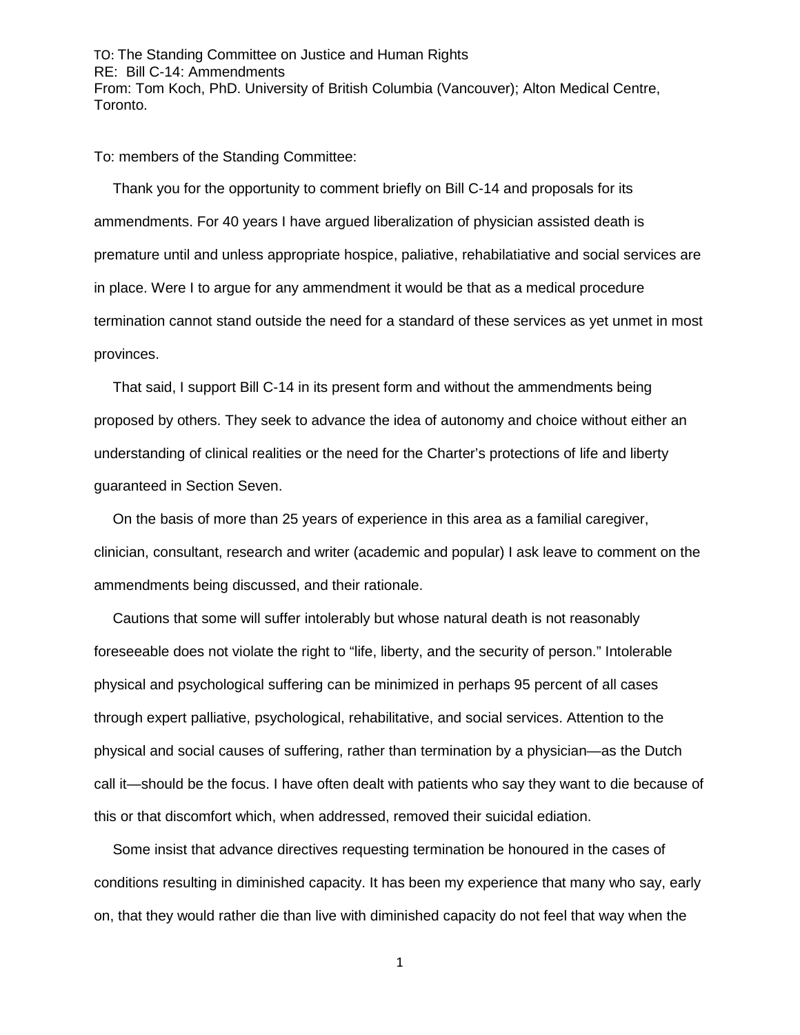TO: The Standing Committee on Justice and Human Rights
RE: Bill C-14: Ammendments
From: Tom Koch, PhD. University of British Columbia (Vancouver); Alton Medical Centre, Toronto.

To: members of the Standing Committee:

Thank you for the opportunity to comment briefly on Bill C-14 and proposals for its ammendments. For 40 years I have argued liberalization of physician assisted death is premature until and unless appropriate hospice, paliative, rehabilatiative and social services are in place. Were I to argue for any ammendment it would be that as a medical procedure termination cannot stand outside the need for a standard of these services as yet unmet in most provinces.

That said, I support Bill C-14 in its present form and without the ammendments being proposed by others. They seek to advance the idea of autonomy and choice without either an understanding of clinical realities or the need for the Charter's protections of life and liberty guaranteed in Section Seven.

On the basis of more than 25 years of experience in this area as a familial caregiver, clinician, consultant, research and writer (academic and popular) I ask leave to comment on the ammendments being discussed, and their rationale.

Cautions that some will suffer intolerably but whose natural death is not reasonably foreseeable does not violate the right to "life, liberty, and the security of person." Intolerable physical and psychological suffering can be minimized in perhaps 95 percent of all cases through expert palliative, psychological, rehabilitative, and social services. Attention to the physical and social causes of suffering, rather than termination by a physician—as the Dutch call it—should be the focus. I have often dealt with patients who say they want to die because of this or that discomfort which, when addressed, removed their suicidal ediation.

Some insist that advance directives requesting termination be honoured in the cases of conditions resulting in diminished capacity. It has been my experience that many who say, early on, that they would rather die than live with diminished capacity do not feel that way when the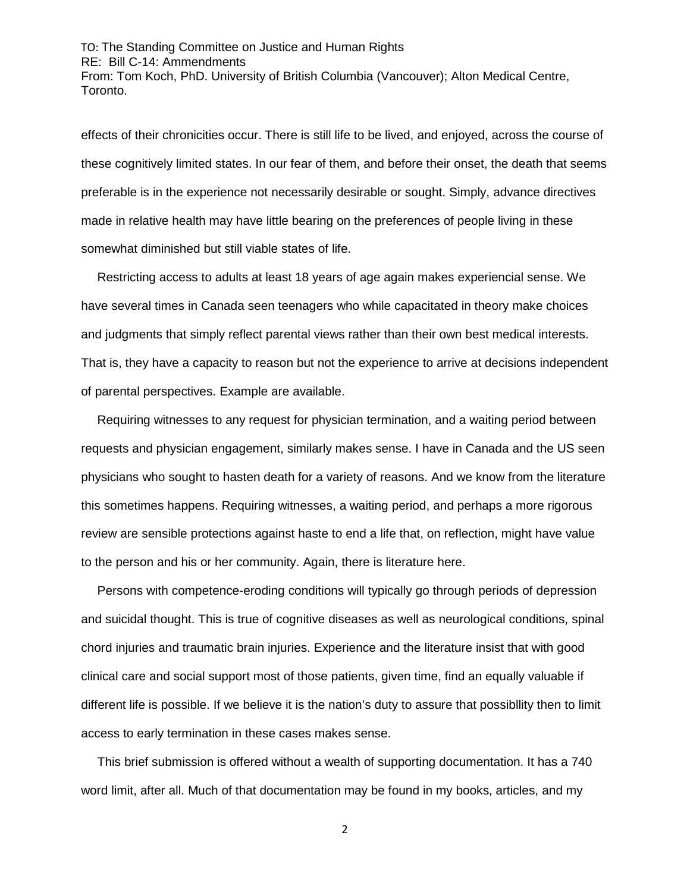effects of their chronicities occur. There is still life to be lived, and enjoyed, across the course of these cognitively limited states. In our fear of them, and before their onset, the death that seems preferable is in the experience not necessarily desirable or sought. Simply, advance directives made in relative health may have little bearing on the preferences of people living in these somewhat diminished but still viable states of life.

Restricting access to adults at least 18 years of age again makes experiencial sense. We have several times in Canada seen teenagers who while capacitated in theory make choices and judgments that simply reflect parental views rather than their own best medical interests. That is, they have a capacity to reason but not the experience to arrive at decisions independent of parental perspectives. Example are available.

Requiring witnesses to any request for physician termination, and a waiting period between requests and physician engagement, similarly makes sense. I have in Canada and the US seen physicians who sought to hasten death for a variety of reasons. And we know from the literature this sometimes happens. Requiring witnesses, a waiting period, and perhaps a more rigorous review are sensible protections against haste to end a life that, on reflection, might have value to the person and his or her community. Again, there is literature here.

Persons with competence-eroding conditions will typically go through periods of depression and suicidal thought. This is true of cognitive diseases as well as neurological conditions, spinal chord injuries and traumatic brain injuries. Experience and the literature insist that with good clinical care and social support most of those patients, given time, find an equally valuable if different life is possible. If we believe it is the nation's duty to assure that possibllity then to limit access to early termination in these cases makes sense.

This brief submission is offered without a wealth of supporting documentation. It has a 740 word limit, after all. Much of that documentation may be found in my books, articles, and my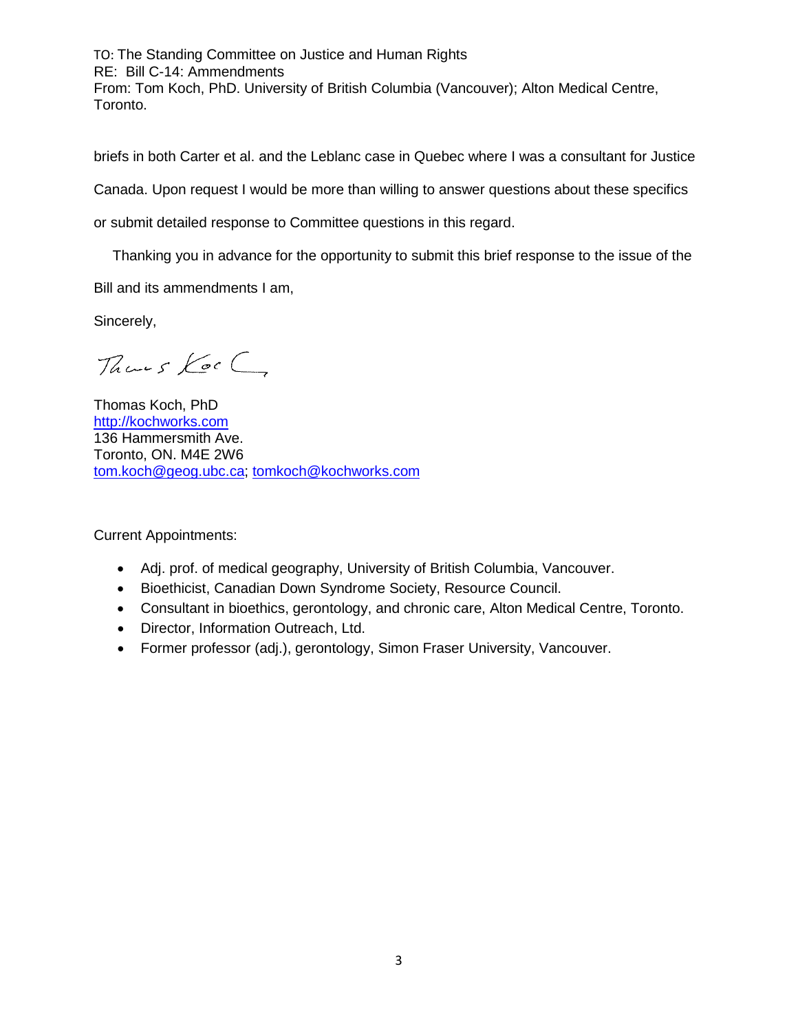TO: The Standing Committee on Justice and Human Rights
RE: Bill C-14: Ammendments
From: Tom Koch, PhD. University of British Columbia (Vancouver); Alton Medical Centre, Toronto.

briefs in both Carter et al. and the Leblanc case in Quebec where I was a consultant for Justice Canada. Upon request I would be more than willing to answer questions about these specifics or submit detailed response to Committee questions in this regard.

Thanking you in advance for the opportunity to submit this brief response to the issue of the Bill and its ammendments I am,

Sincerely,

Thomas Koch

Thomas Koch, PhD
http://kochworks.com
136 Hammersmith Ave.
Toronto, ON. M4E 2W6
tom.koch@geog.ubc.ca; tomkoch@kochworks.com

Current Appointments:

- Adj. prof. of medical geography, University of British Columbia, Vancouver.
- Bioethicist, Canadian Down Syndrome Society, Resource Council.
- Consultant in bioethics, gerontology, and chronic care, Alton Medical Centre, Toronto.
- Director, Information Outreach, Ltd.
- Former professor (adj.), gerontology, Simon Fraser University, Vancouver.